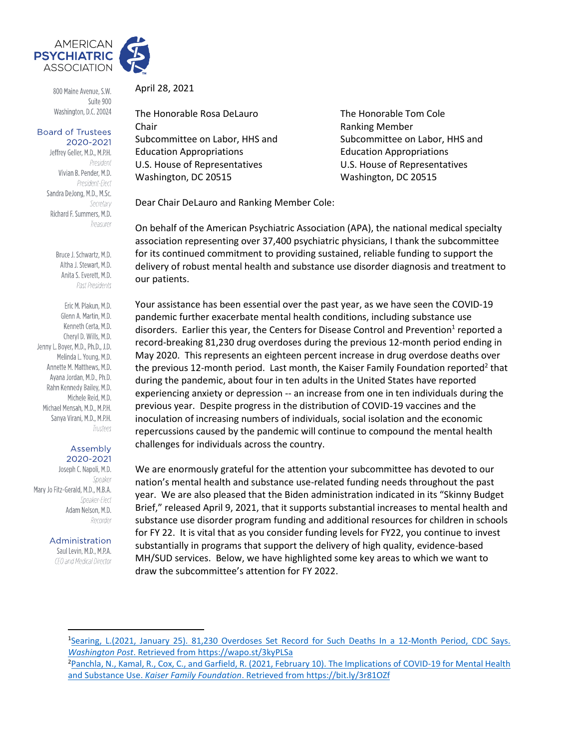AMERICAN PSYCHIATRIC ASSOCIATION

800 Maine Avenue, S.W.
Suite 900
Washington, D.C. 20024

**Board of Trustees 2020-2021**

Jeffrey Geller, M.D., M.P.H.
*President*
Vivian B. Pender, M.D.
*President-Elect*
Sandra DeJong, M.D., M.Sc.
*Secretary*
Richard F. Summers, M.D.
*Treasurer*

Bruce J. Schwartz, M.D.
Altha J. Stewart, M.D.
Anita S. Everett, M.D.
*Past Presidents*

Eric M. Plakun, M.D.
Glenn A. Martin, M.D.
Kenneth Certa, M.D.
Cheryl D. Wills, M.D.
Jenny L. Boyer, M.D., Ph.D., J.D.
Melinda L. Young, M.D.
Annette M. Matthews, M.D.
Ayana Jordan, M.D., Ph.D.
Rahn Kennedy Bailey, M.D.
Michele Reid, M.D.
Michael Mensah, M.D., M.P.H.
Sanya Virani, M.D., M.P.H.
*Trustees*

**Assembly 2020-2021**

Joseph C. Napoli, M.D.
*Speaker*
Mary Jo Fitz-Gerald, M.D., M.B.A.
*Speaker-Elect*
Adam Nelson, M.D.
*Recorder*

**Administration**

Saul Levin, M.D., M.P.A.
*CEO and Medical Director*

April 28, 2021

The Honorable Rosa DeLauro
Chair
Subcommittee on Labor, HHS and Education Appropriations
U.S. House of Representatives
Washington, DC 20515

The Honorable Tom Cole
Ranking Member
Subcommittee on Labor, HHS and Education Appropriations
U.S. House of Representatives
Washington, DC 20515

Dear Chair DeLauro and Ranking Member Cole:

On behalf of the American Psychiatric Association (APA), the national medical specialty association representing over 37,400 psychiatric physicians, I thank the subcommittee for its continued commitment to providing sustained, reliable funding to support the delivery of robust mental health and substance use disorder diagnosis and treatment to our patients.

Your assistance has been essential over the past year, as we have seen the COVID-19 pandemic further exacerbate mental health conditions, including substance use disorders. Earlier this year, the Centers for Disease Control and Prevention[1] reported a record-breaking 81,230 drug overdoses during the previous 12-month period ending in May 2020. This represents an eighteen percent increase in drug overdose deaths over the previous 12-month period. Last month, the Kaiser Family Foundation reported[2] that during the pandemic, about four in ten adults in the United States have reported experiencing anxiety or depression -- an increase from one in ten individuals during the previous year. Despite progress in the distribution of COVID-19 vaccines and the inoculation of increasing numbers of individuals, social isolation and the economic repercussions caused by the pandemic will continue to compound the mental health challenges for individuals across the country.

We are enormously grateful for the attention your subcommittee has devoted to our nation's mental health and substance use-related funding needs throughout the past year. We are also pleased that the Biden administration indicated in its "Skinny Budget Brief," released April 9, 2021, that it supports substantial increases to mental health and substance use disorder program funding and additional resources for children in schools for FY 22. It is vital that as you consider funding levels for FY22, you continue to invest substantially in programs that support the delivery of high quality, evidence-based MH/SUD services. Below, we have highlighted some key areas to which we want to draw the subcommittee's attention for FY 2022.

---

[1] Searing, L.(2021, January 25). 81,230 Overdoses Set Record for Such Deaths In a 12-Month Period, CDC Says. *Washington Post*. Retrieved from https://wapo.st/3kyPLSa

[2] Panchla, N., Kamal, R., Cox, C., and Garfield, R. (2021, February 10). The Implications of COVID-19 for Mental Health and Substance Use. *Kaiser Family Foundation*. Retrieved from https://bit.ly/3r81OZf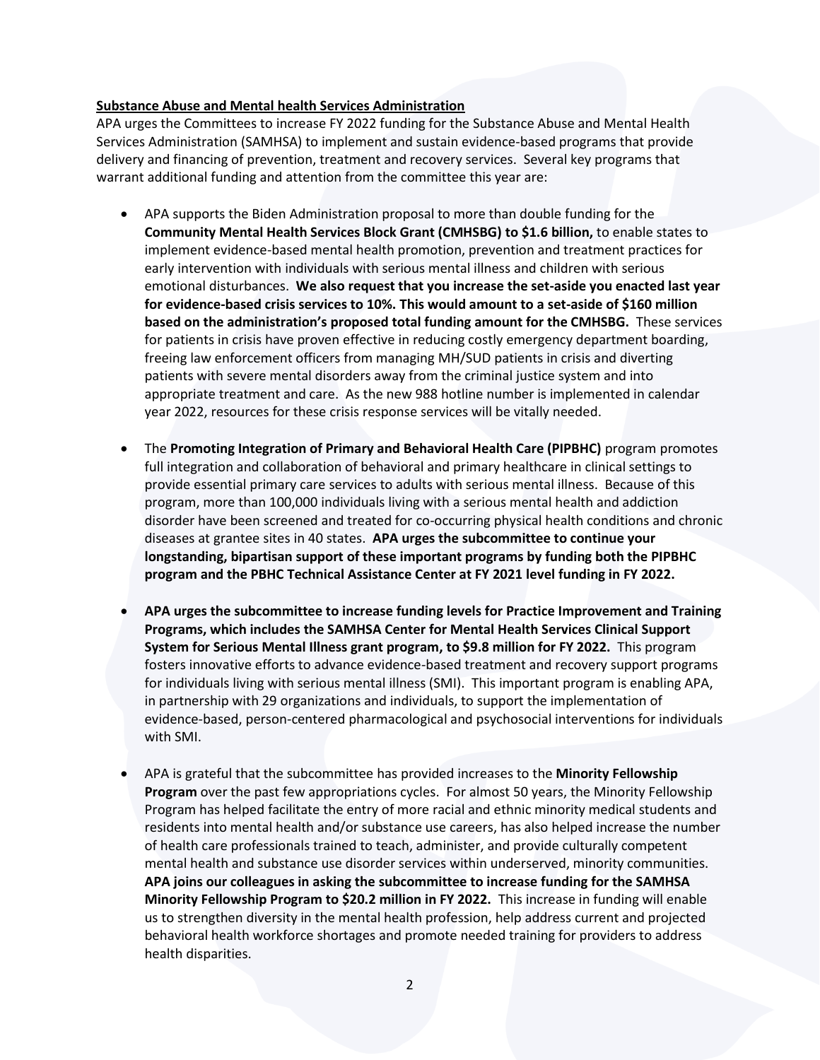**Substance Abuse and Mental health Services Administration**

APA urges the Committees to increase FY 2022 funding for the Substance Abuse and Mental Health Services Administration (SAMHSA) to implement and sustain evidence-based programs that provide delivery and financing of prevention, treatment and recovery services. Several key programs that warrant additional funding and attention from the committee this year are:

- APA supports the Biden Administration proposal to more than double funding for the **Community Mental Health Services Block Grant (CMHSBG) to $1.6 billion,** to enable states to implement evidence-based mental health promotion, prevention and treatment practices for early intervention with individuals with serious mental illness and children with serious emotional disturbances. **We also request that you increase the set-aside you enacted last year for evidence-based crisis services to 10%. This would amount to a set-aside of $160 million based on the administration's proposed total funding amount for the CMHSBG.** These services for patients in crisis have proven effective in reducing costly emergency department boarding, freeing law enforcement officers from managing MH/SUD patients in crisis and diverting patients with severe mental disorders away from the criminal justice system and into appropriate treatment and care. As the new 988 hotline number is implemented in calendar year 2022, resources for these crisis response services will be vitally needed.

- The **Promoting Integration of Primary and Behavioral Health Care (PIPBHC)** program promotes full integration and collaboration of behavioral and primary healthcare in clinical settings to provide essential primary care services to adults with serious mental illness. Because of this program, more than 100,000 individuals living with a serious mental health and addiction disorder have been screened and treated for co-occurring physical health conditions and chronic diseases at grantee sites in 40 states. **APA urges the subcommittee to continue your longstanding, bipartisan support of these important programs by funding both the PIPBHC program and the PBHC Technical Assistance Center at FY 2021 level funding in FY 2022.**

- **APA urges the subcommittee to increase funding levels for Practice Improvement and Training Programs, which includes the SAMHSA Center for Mental Health Services Clinical Support System for Serious Mental Illness grant program, to $9.8 million for FY 2022.** This program fosters innovative efforts to advance evidence-based treatment and recovery support programs for individuals living with serious mental illness (SMI). This important program is enabling APA, in partnership with 29 organizations and individuals, to support the implementation of evidence-based, person-centered pharmacological and psychosocial interventions for individuals with SMI.

- APA is grateful that the subcommittee has provided increases to the **Minority Fellowship Program** over the past few appropriations cycles. For almost 50 years, the Minority Fellowship Program has helped facilitate the entry of more racial and ethnic minority medical students and residents into mental health and/or substance use careers, has also helped increase the number of health care professionals trained to teach, administer, and provide culturally competent mental health and substance use disorder services within underserved, minority communities. **APA joins our colleagues in asking the subcommittee to increase funding for the SAMHSA Minority Fellowship Program to $20.2 million in FY 2022.** This increase in funding will enable us to strengthen diversity in the mental health profession, help address current and projected behavioral health workforce shortages and promote needed training for providers to address health disparities.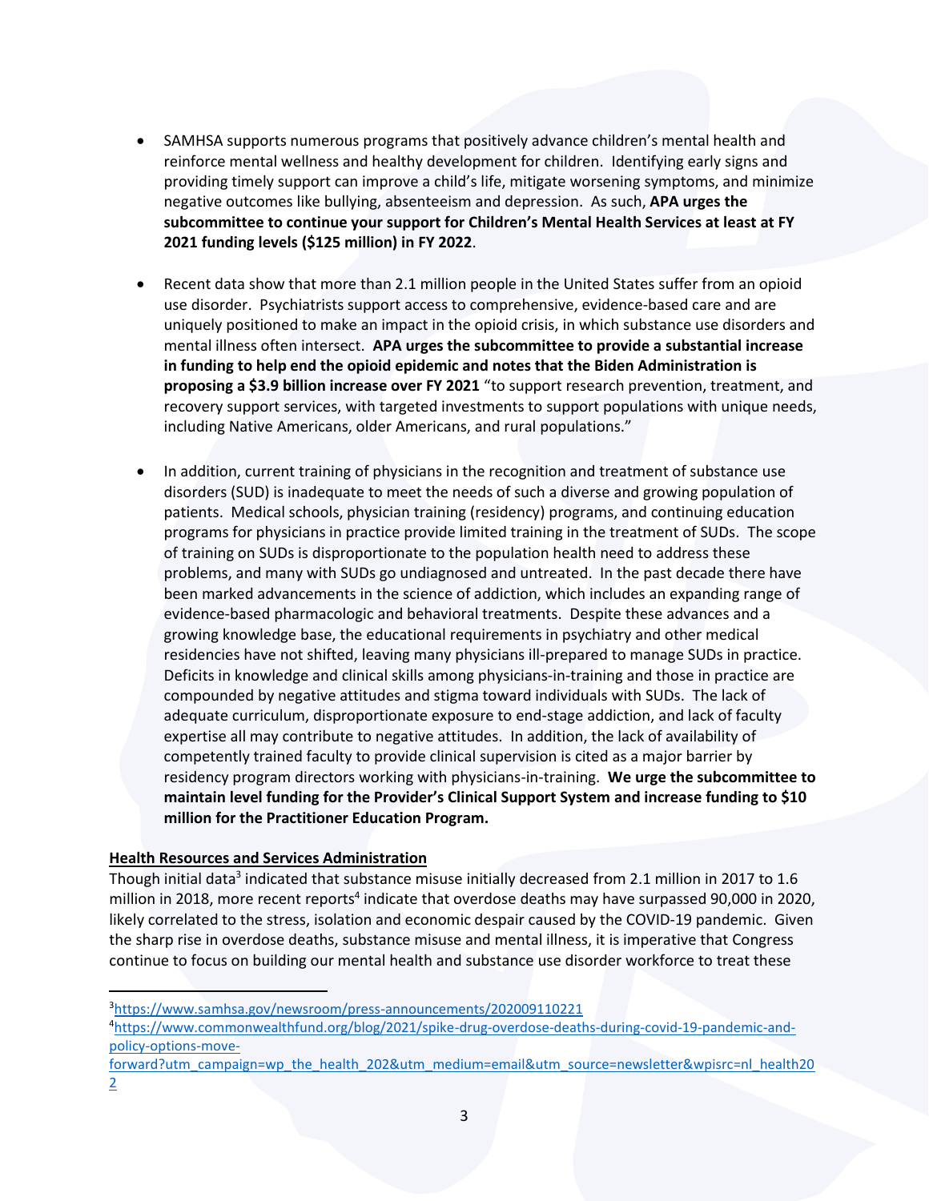- SAMHSA supports numerous programs that positively advance children's mental health and reinforce mental wellness and healthy development for children. Identifying early signs and providing timely support can improve a child's life, mitigate worsening symptoms, and minimize negative outcomes like bullying, absenteeism and depression. As such, **APA urges the subcommittee to continue your support for Children's Mental Health Services at least at FY 2021 funding levels ($125 million) in FY 2022**.

- Recent data show that more than 2.1 million people in the United States suffer from an opioid use disorder. Psychiatrists support access to comprehensive, evidence-based care and are uniquely positioned to make an impact in the opioid crisis, in which substance use disorders and mental illness often intersect. **APA urges the subcommittee to provide a substantial increase in funding to help end the opioid epidemic and notes that the Biden Administration is proposing a $3.9 billion increase over FY 2021** "to support research prevention, treatment, and recovery support services, with targeted investments to support populations with unique needs, including Native Americans, older Americans, and rural populations."

- In addition, current training of physicians in the recognition and treatment of substance use disorders (SUD) is inadequate to meet the needs of such a diverse and growing population of patients. Medical schools, physician training (residency) programs, and continuing education programs for physicians in practice provide limited training in the treatment of SUDs. The scope of training on SUDs is disproportionate to the population health need to address these problems, and many with SUDs go undiagnosed and untreated. In the past decade there have been marked advancements in the science of addiction, which includes an expanding range of evidence-based pharmacologic and behavioral treatments. Despite these advances and a growing knowledge base, the educational requirements in psychiatry and other medical residencies have not shifted, leaving many physicians ill-prepared to manage SUDs in practice. Deficits in knowledge and clinical skills among physicians-in-training and those in practice are compounded by negative attitudes and stigma toward individuals with SUDs. The lack of adequate curriculum, disproportionate exposure to end-stage addiction, and lack of faculty expertise all may contribute to negative attitudes. In addition, the lack of availability of competently trained faculty to provide clinical supervision is cited as a major barrier by residency program directors working with physicians-in-training. **We urge the subcommittee to maintain level funding for the Provider's Clinical Support System and increase funding to $10 million for the Practitioner Education Program.**

**<u>Health Resources and Services Administration</u>**

Though initial data[3] indicated that substance misuse initially decreased from 2.1 million in 2017 to 1.6 million in 2018, more recent reports[4] indicate that overdose deaths may have surpassed 90,000 in 2020, likely correlated to the stress, isolation and economic despair caused by the COVID-19 pandemic. Given the sharp rise in overdose deaths, substance misuse and mental illness, it is imperative that Congress continue to focus on building our mental health and substance use disorder workforce to treat these

---

[3] https://www.samhsa.gov/newsroom/press-announcements/202009110221

[4] https://www.commonwealthfund.org/blog/2021/spike-drug-overdose-deaths-during-covid-19-pandemic-and-policy-options-move-forward?utm_campaign=wp_the_health_202&utm_medium=email&utm_source=newsletter&wpisrc=nl_health202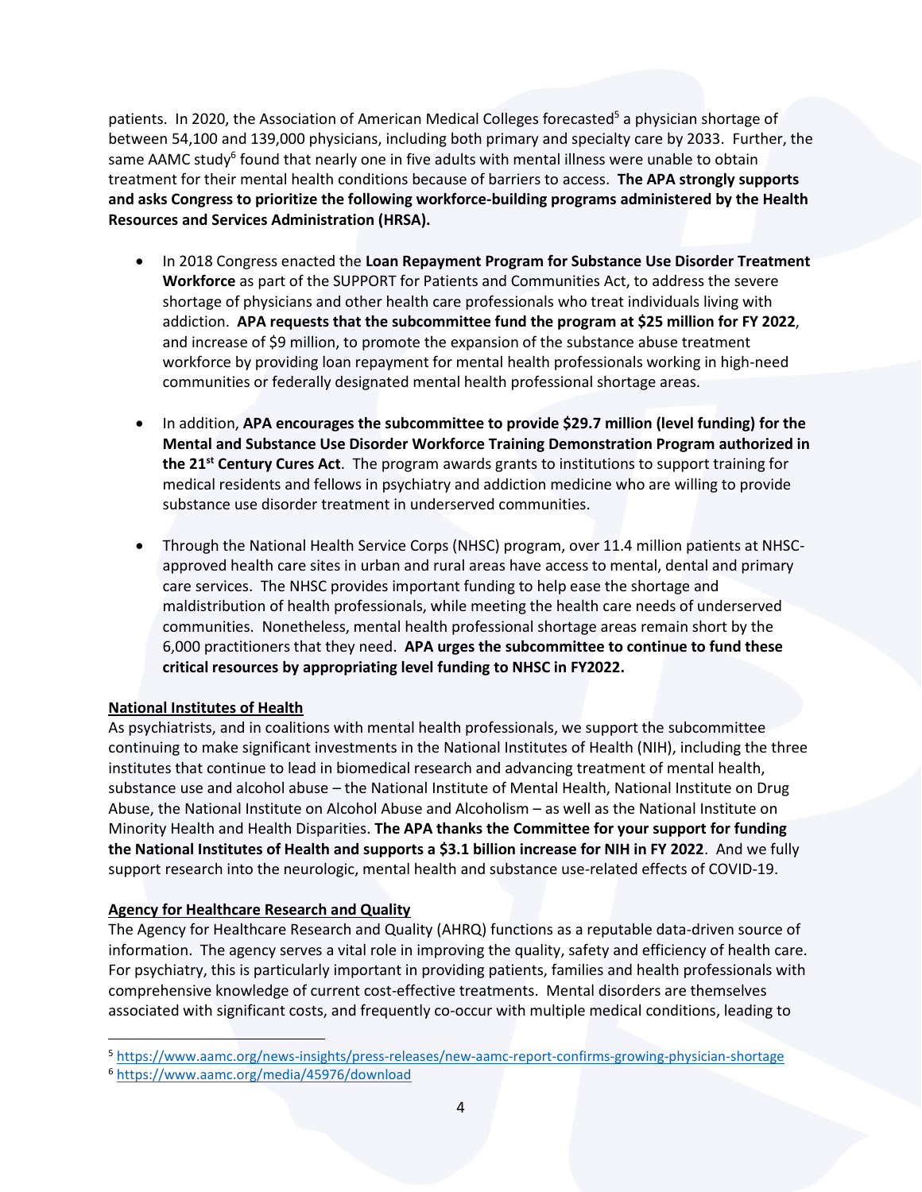patients. In 2020, the Association of American Medical Colleges forecasted[5] a physician shortage of between 54,100 and 139,000 physicians, including both primary and specialty care by 2033. Further, the same AAMC study[6] found that nearly one in five adults with mental illness were unable to obtain treatment for their mental health conditions because of barriers to access. **The APA strongly supports and asks Congress to prioritize the following workforce-building programs administered by the Health Resources and Services Administration (HRSA).**

- In 2018 Congress enacted the **Loan Repayment Program for Substance Use Disorder Treatment Workforce** as part of the SUPPORT for Patients and Communities Act, to address the severe shortage of physicians and other health care professionals who treat individuals living with addiction. **APA requests that the subcommittee fund the program at $25 million for FY 2022**, and increase of $9 million, to promote the expansion of the substance abuse treatment workforce by providing loan repayment for mental health professionals working in high-need communities or federally designated mental health professional shortage areas.

- In addition, **APA encourages the subcommittee to provide $29.7 million (level funding) for the Mental and Substance Use Disorder Workforce Training Demonstration Program authorized in the 21st Century Cures Act**. The program awards grants to institutions to support training for medical residents and fellows in psychiatry and addiction medicine who are willing to provide substance use disorder treatment in underserved communities.

- Through the National Health Service Corps (NHSC) program, over 11.4 million patients at NHSC-approved health care sites in urban and rural areas have access to mental, dental and primary care services. The NHSC provides important funding to help ease the shortage and maldistribution of health professionals, while meeting the health care needs of underserved communities. Nonetheless, mental health professional shortage areas remain short by the 6,000 practitioners that they need. **APA urges the subcommittee to continue to fund these critical resources by appropriating level funding to NHSC in FY2022.**

**National Institutes of Health**

As psychiatrists, and in coalitions with mental health professionals, we support the subcommittee continuing to make significant investments in the National Institutes of Health (NIH), including the three institutes that continue to lead in biomedical research and advancing treatment of mental health, substance use and alcohol abuse – the National Institute of Mental Health, National Institute on Drug Abuse, the National Institute on Alcohol Abuse and Alcoholism – as well as the National Institute on Minority Health and Health Disparities. **The APA thanks the Committee for your support for funding the National Institutes of Health and supports a $3.1 billion increase for NIH in FY 2022**. And we fully support research into the neurologic, mental health and substance use-related effects of COVID-19.

**Agency for Healthcare Research and Quality**

The Agency for Healthcare Research and Quality (AHRQ) functions as a reputable data-driven source of information. The agency serves a vital role in improving the quality, safety and efficiency of health care. For psychiatry, this is particularly important in providing patients, families and health professionals with comprehensive knowledge of current cost-effective treatments. Mental disorders are themselves associated with significant costs, and frequently co-occur with multiple medical conditions, leading to

[5] https://www.aamc.org/news-insights/press-releases/new-aamc-report-confirms-growing-physician-shortage

[6] https://www.aamc.org/media/45976/download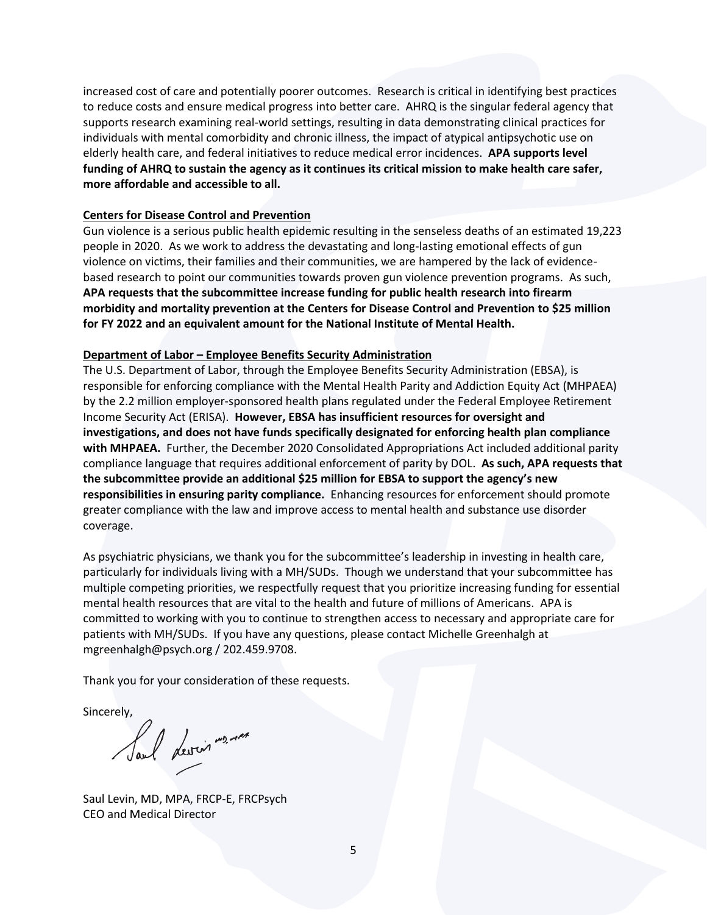increased cost of care and potentially poorer outcomes. Research is critical in identifying best practices to reduce costs and ensure medical progress into better care. AHRQ is the singular federal agency that supports research examining real-world settings, resulting in data demonstrating clinical practices for individuals with mental comorbidity and chronic illness, the impact of atypical antipsychotic use on elderly health care, and federal initiatives to reduce medical error incidences. **APA supports level funding of AHRQ to sustain the agency as it continues its critical mission to make health care safer, more affordable and accessible to all.**

**Centers for Disease Control and Prevention**

Gun violence is a serious public health epidemic resulting in the senseless deaths of an estimated 19,223 people in 2020. As we work to address the devastating and long-lasting emotional effects of gun violence on victims, their families and their communities, we are hampered by the lack of evidence-based research to point our communities towards proven gun violence prevention programs. As such, **APA requests that the subcommittee increase funding for public health research into firearm morbidity and mortality prevention at the Centers for Disease Control and Prevention to $25 million for FY 2022 and an equivalent amount for the National Institute of Mental Health.**

**Department of Labor – Employee Benefits Security Administration**

The U.S. Department of Labor, through the Employee Benefits Security Administration (EBSA), is responsible for enforcing compliance with the Mental Health Parity and Addiction Equity Act (MHPAEA) by the 2.2 million employer-sponsored health plans regulated under the Federal Employee Retirement Income Security Act (ERISA). **However, EBSA has insufficient resources for oversight and investigations, and does not have funds specifically designated for enforcing health plan compliance with MHPAEA.** Further, the December 2020 Consolidated Appropriations Act included additional parity compliance language that requires additional enforcement of parity by DOL. **As such, APA requests that the subcommittee provide an additional $25 million for EBSA to support the agency's new responsibilities in ensuring parity compliance.** Enhancing resources for enforcement should promote greater compliance with the law and improve access to mental health and substance use disorder coverage.

As psychiatric physicians, we thank you for the subcommittee's leadership in investing in health care, particularly for individuals living with a MH/SUDs. Though we understand that your subcommittee has multiple competing priorities, we respectfully request that you prioritize increasing funding for essential mental health resources that are vital to the health and future of millions of Americans. APA is committed to working with you to continue to strengthen access to necessary and appropriate care for patients with MH/SUDs. If you have any questions, please contact Michelle Greenhalgh at mgreenhalgh@psych.org / 202.459.9708.

Thank you for your consideration of these requests.

Sincerely,

Saul Levin, MD, MPA, FRCP-E, FRCPsych
CEO and Medical Director